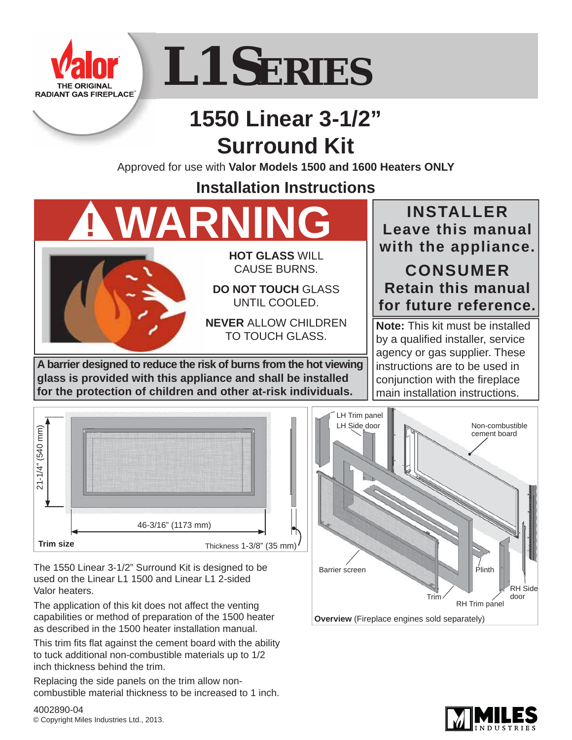Valor
THE ORIGINAL RADIANT GAS FIREPLACE

# L1 SERIES

## 1550 Linear 3-1/2" Surround Kit

Approved for use with **Valor Models 1500 and 1600 Heaters ONLY**

### Installation Instructions

**WARNING**

**HOT GLASS** WILL CAUSE BURNS.

**DO NOT TOUCH** GLASS UNTIL COOLED.

**NEVER** ALLOW CHILDREN TO TOUCH GLASS.

**A barrier designed to reduce the risk of burns from the hot viewing glass is provided with this appliance and shall be installed for the protection of children and other at-risk individuals.**

**INSTALLER**
**Leave this manual with the appliance.**

**CONSUMER**
**Retain this manual for future reference.**

**Note:** This kit must be installed by a qualified installer, service agency or gas supplier. These instructions are to be used in conjunction with the fireplace main installation instructions.

21-1/4" (540 mm)

46-3/16" (1173 mm)

Thickness 1-3/8" (35 mm)

**Trim size**

LH Trim panel
LH Side door
Non-combustible cement board
Barrier screen
Plinth
Trim
RH Trim panel
RH Side door

**Overview** (Fireplace engines sold separately)

The 1550 Linear 3-1/2" Surround Kit is designed to be used on the Linear L1 1500 and Linear L1 2-sided Valor heaters.

The application of this kit does not affect the venting capabilities or method of preparation of the 1500 heater as described in the 1500 heater installation manual.

This trim fits flat against the cement board with the ability to tuck additional non-combustible materials up to 1/2 inch thickness behind the trim.

Replacing the side panels on the trim allow non-combustible material thickness to be increased to 1 inch.

4002890-04
© Copyright Miles Industries Ltd., 2013.

MILES INDUSTRIES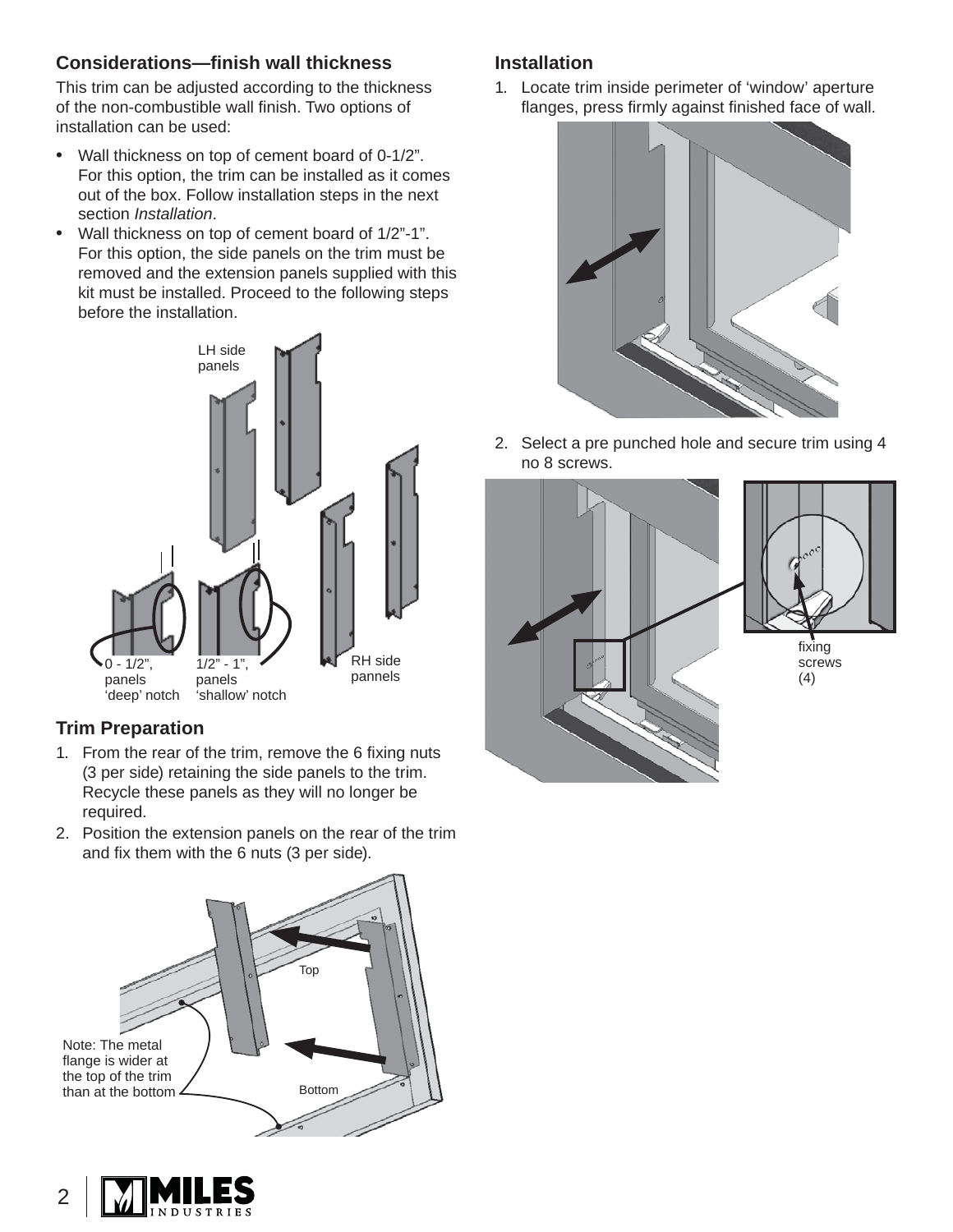## Considerations—finish wall thickness

This trim can be adjusted according to the thickness of the non-combustible wall finish. Two options of installation can be used:

- Wall thickness on top of cement board of 0-1/2”. For this option, the trim can be installed as it comes out of the box. Follow installation steps in the next section *Installation*.
- Wall thickness on top of cement board of 1/2”-1”. For this option, the side panels on the trim must be removed and the extension panels supplied with this kit must be installed. Proceed to the following steps before the installation.

LH side panels

RH side pannels

0 - 1/2”, panels ‘deep’ notch

1/2” - 1”, panels ‘shallow’ notch

## Trim Preparation

1. From the rear of the trim, remove the 6 fixing nuts (3 per side) retaining the side panels to the trim. Recycle these panels as they will no longer be required.
2. Position the extension panels on the rear of the trim and fix them with the 6 nuts (3 per side).

Top

Bottom

Note: The metal flange is wider at the top of the trim than at the bottom

## Installation

1. Locate trim inside perimeter of ‘window’ aperture flanges, press firmly against finished face of wall.
2. Select a pre punched hole and secure trim using 4 no 8 screws.

fixing screws (4)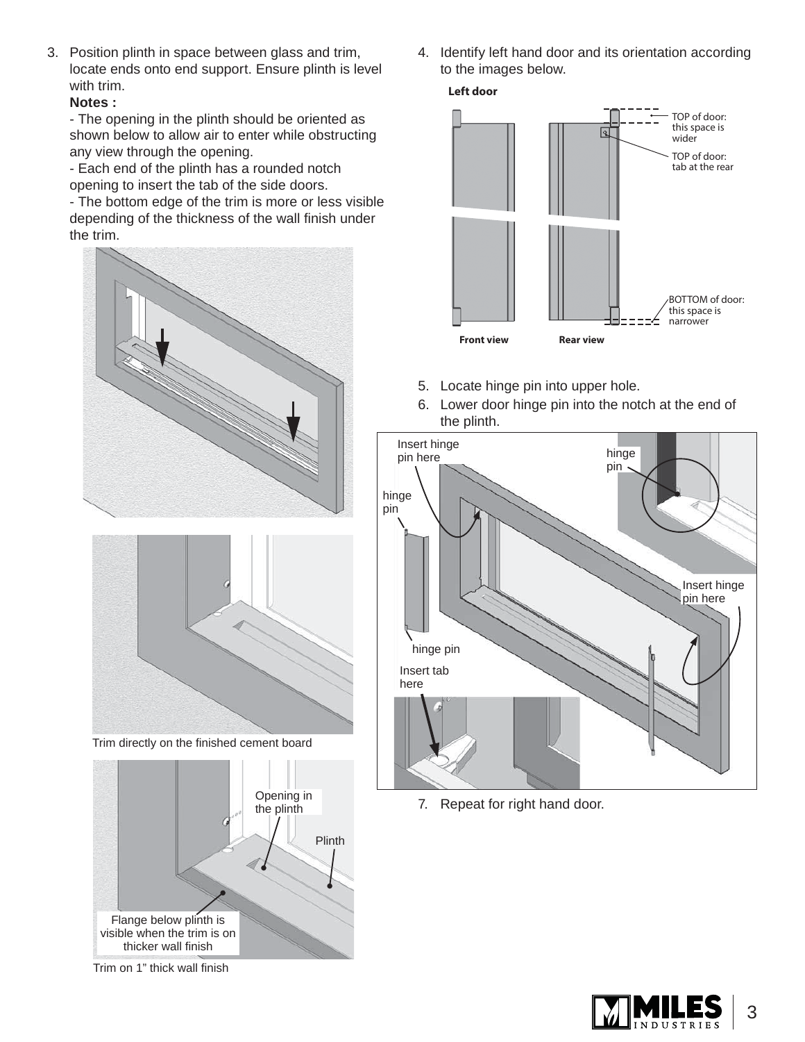3. Position plinth in space between glass and trim, locate ends onto end support. Ensure plinth is level with trim.

   **Notes :**

   - The opening in the plinth should be oriented as shown below to allow air to enter while obstructing any view through the opening.
   - Each end of the plinth has a rounded notch opening to insert the tab of the side doors.
   - The bottom edge of the trim is more or less visible depending of the thickness of the wall finish under the trim.

Trim directly on the finished cement board

Opening in the plinth

Plinth

Flange below plinth is visible when the trim is on thicker wall finish

Trim on 1" thick wall finish

4. Identify left hand door and its orientation according to the images below.

**Left door**

TOP of door: this space is wider

TOP of door: tab at the rear

BOTTOM of door: this space is narrower

Front view

Rear view

5. Locate hinge pin into upper hole.
6. Lower door hinge pin into the notch at the end of the plinth.

Insert hinge pin here

hinge pin

hinge pin

Insert hinge pin here

hinge pin

Insert tab here

7. Repeat for right hand door.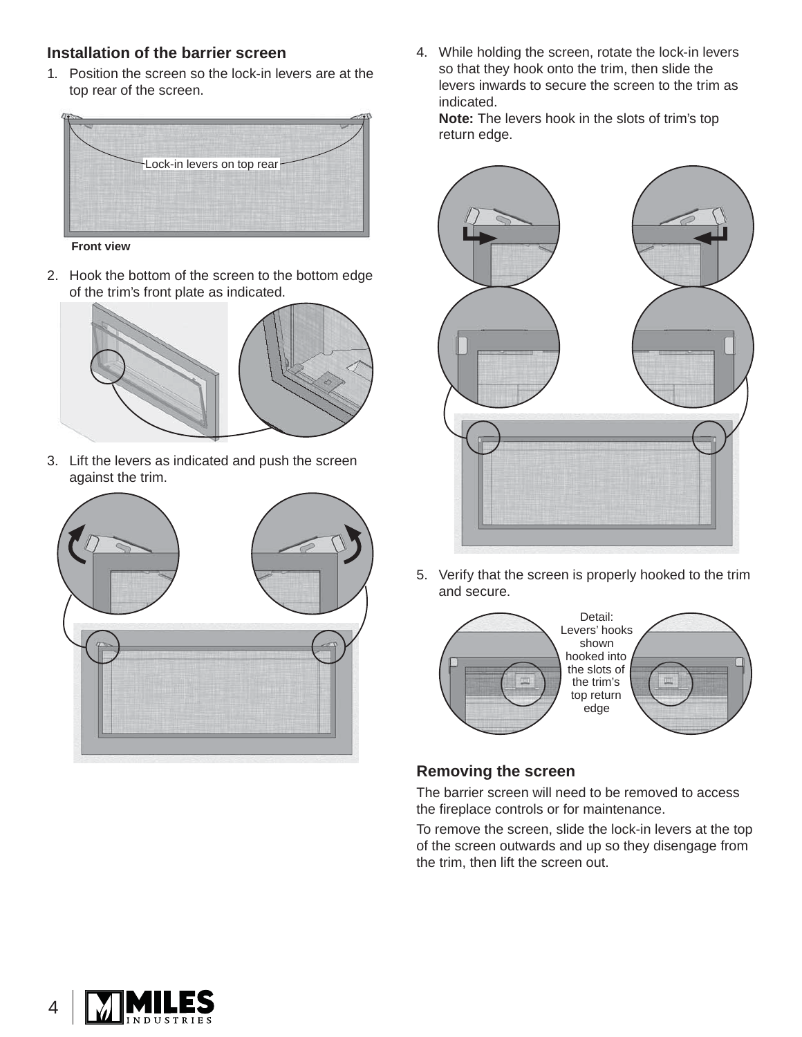## Installation of the barrier screen

1. Position the screen so the lock-in levers are at the top rear of the screen.

Lock-in levers on top rear

**Front view**

2. Hook the bottom of the screen to the bottom edge of the trim's front plate as indicated.

3. Lift the levers as indicated and push the screen against the trim.

4. While holding the screen, rotate the lock-in levers so that they hook onto the trim, then slide the levers inwards to secure the screen to the trim as indicated.
   **Note:** The levers hook in the slots of trim's top return edge.

5. Verify that the screen is properly hooked to the trim and secure.

Detail: Levers' hooks shown hooked into the slots of the trim's top return edge

## Removing the screen

The barrier screen will need to be removed to access the fireplace controls or for maintenance.

To remove the screen, slide the lock-in levers at the top of the screen outwards and up so they disengage from the trim, then lift the screen out.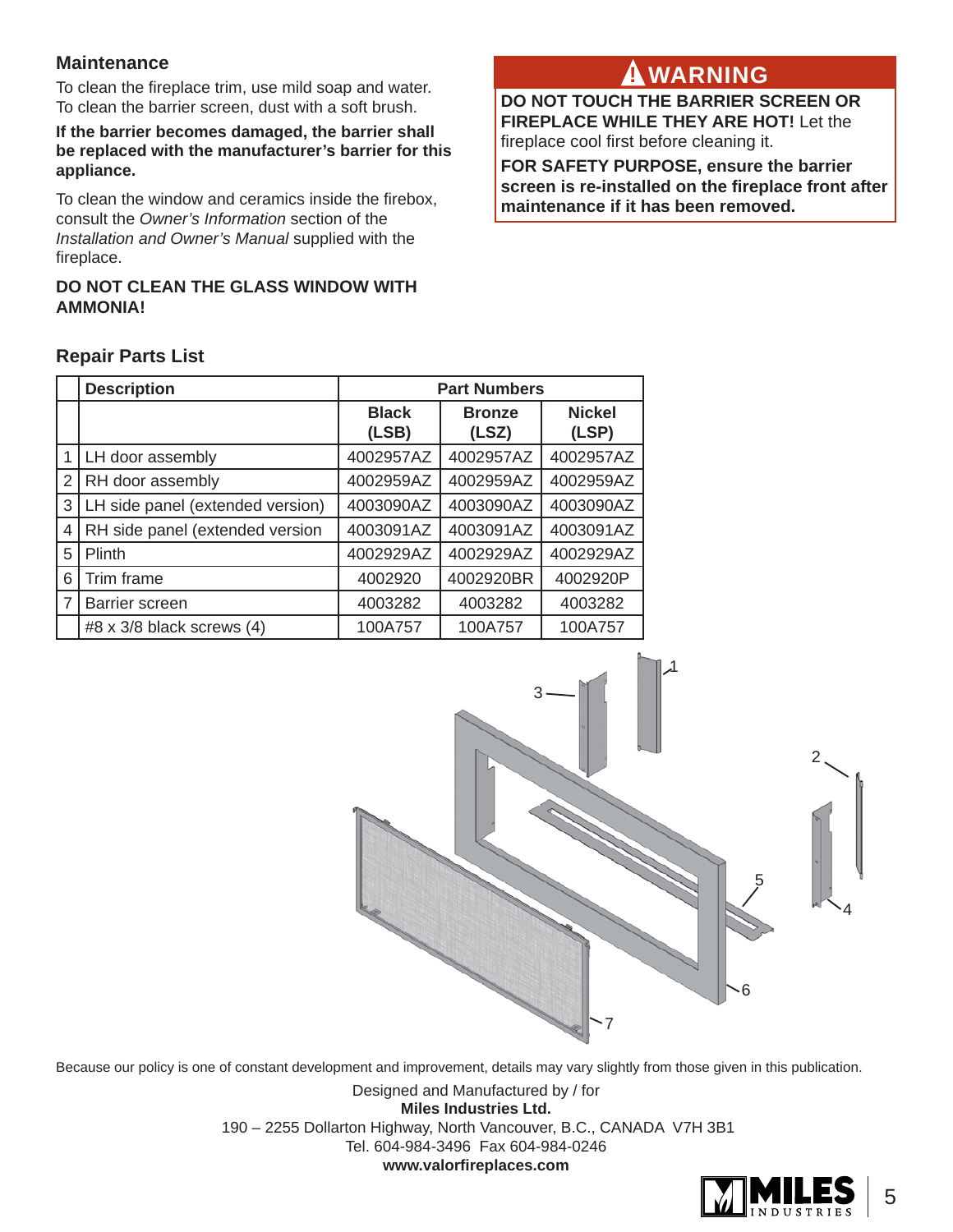## Maintenance

To clean the fireplace trim, use mild soap and water.
To clean the barrier screen, dust with a soft brush.

**If the barrier becomes damaged, the barrier shall be replaced with the manufacturer's barrier for this appliance.**

To clean the window and ceramics inside the firebox, consult the *Owner's Information* section of the *Installation and Owner's Manual* supplied with the fireplace.

**DO NOT CLEAN THE GLASS WINDOW WITH AMMONIA!**

> **⚠ WARNING**
>
> **DO NOT TOUCH THE BARRIER SCREEN OR FIREPLACE WHILE THEY ARE HOT!** Let the fireplace cool first before cleaning it.
>
> **FOR SAFETY PURPOSE, ensure the barrier screen is re-installed on the fireplace front after maintenance if it has been removed.**

## Repair Parts List

| | Description | Part Numbers | | |
|---|---|---|---|---|
| | | Black (LSB) | Bronze (LSZ) | Nickel (LSP) |
| 1 | LH door assembly | 4002957AZ | 4002957AZ | 4002957AZ |
| 2 | RH door assembly | 4002959AZ | 4002959AZ | 4002959AZ |
| 3 | LH side panel (extended version) | 4003090AZ | 4003090AZ | 4003090AZ |
| 4 | RH side panel (extended version | 4003091AZ | 4003091AZ | 4003091AZ |
| 5 | Plinth | 4002929AZ | 4002929AZ | 4002929AZ |
| 6 | Trim frame | 4002920 | 4002920BR | 4002920P |
| 7 | Barrier screen | 4003282 | 4003282 | 4003282 |
| | #8 x 3/8 black screws (4) | 100A757 | 100A757 | 100A757 |

Because our policy is one of constant development and improvement, details may vary slightly from those given in this publication.

Designed and Manufactured by / for
**Miles Industries Ltd.**
190 – 2255 Dollarton Highway, North Vancouver, B.C., CANADA V7H 3B1
Tel. 604-984-3496 Fax 604-984-0246
**www.valorfireplaces.com**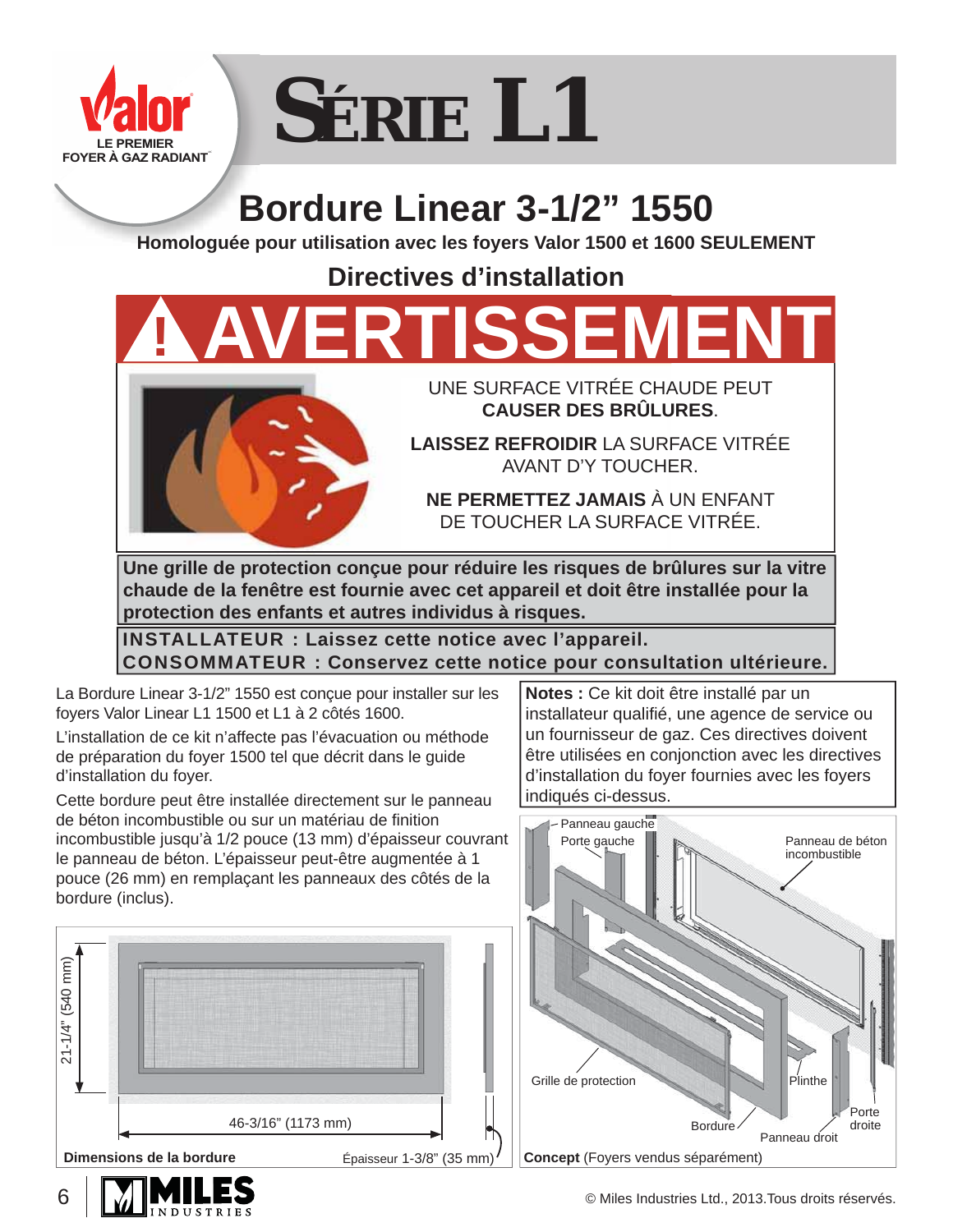Valor

LE PREMIER FOYER À GAZ RADIANT

# SÉRIE L1

## Bordure Linear 3-1/2” 1550

**Homologuée pour utilisation avec les foyers Valor 1500 et 1600 SEULEMENT**

### Directives d’installation

# ⚠ AVERTISSEMENT

UNE SURFACE VITRÉE CHAUDE PEUT **CAUSER DES BRÛLURES**.

**LAISSEZ REFROIDIR** LA SURFACE VITRÉE AVANT D’Y TOUCHER.

**NE PERMETTEZ JAMAIS** À UN ENFANT DE TOUCHER LA SURFACE VITRÉE.

**Une grille de protection conçue pour réduire les risques de brûlures sur la vitre chaude de la fenêtre est fournie avec cet appareil et doit être installée pour la protection des enfants et autres individus à risques.**

**INSTALLATEUR : Laissez cette notice avec l’appareil.**
**CONSOMMATEUR : Conservez cette notice pour consultation ultérieure.**

La Bordure Linear 3-1/2” 1550 est conçue pour installer sur les foyers Valor Linear L1 1500 et L1 à 2 côtés 1600.

L’installation de ce kit n’affecte pas l’évacuation ou méthode de préparation du foyer 1500 tel que décrit dans le guide d’installation du foyer.

Cette bordure peut être installée directement sur le panneau de béton incombustible ou sur un matériau de finition incombustible jusqu’à 1/2 pouce (13 mm) d’épaisseur couvrant le panneau de béton. L’épaisseur peut-être augmentée à 1 pouce (26 mm) en remplaçant les panneaux des côtés de la bordure (inclus).

21-1/4” (540 mm)

46-3/16” (1173 mm)

Épaisseur 1-3/8” (35 mm)

**Dimensions de la bordure**

**Notes :** Ce kit doit être installé par un installateur qualifié, une agence de service ou un fournisseur de gaz. Ces directives doivent être utilisées en conjonction avec les directives d’installation du foyer fournies avec les foyers indiqués ci-dessus.

Panneau gauche, Porte gauche, Panneau de béton incombustible, Grille de protection, Plinthe, Porte droite, Bordure, Panneau droit

**Concept** (Foyers vendus séparément)

© Miles Industries Ltd., 2013.Tous droits réservés.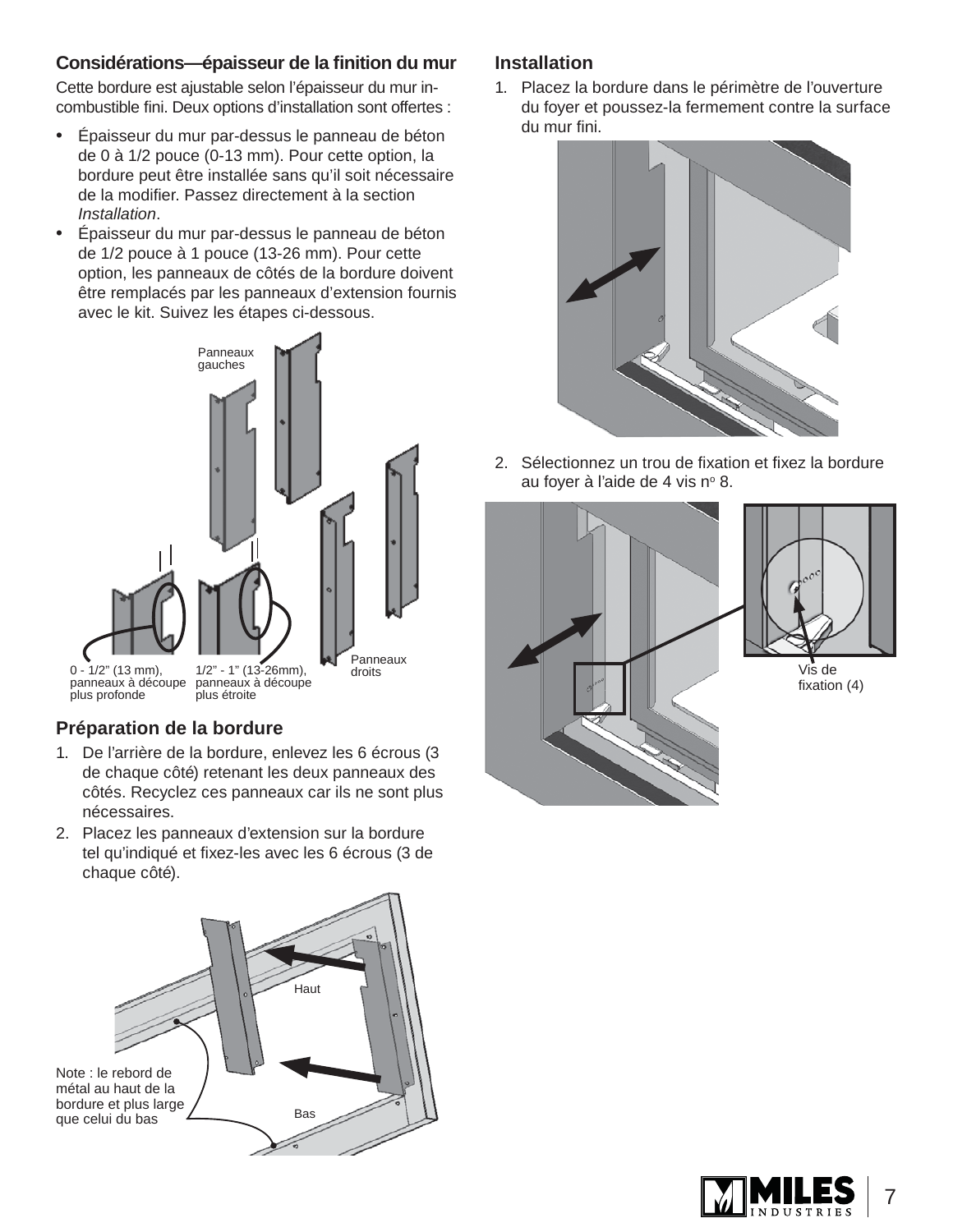### Considérations—épaisseur de la finition du mur

Cette bordure est ajustable selon l'épaisseur du mur in-combustible fini. Deux options d'installation sont offertes :

- Épaisseur du mur par-dessus le panneau de béton de 0 à 1/2 pouce (0-13 mm). Pour cette option, la bordure peut être installée sans qu'il soit nécessaire de la modifier. Passez directement à la section *Installation*.
- Épaisseur du mur par-dessus le panneau de béton de 1/2 pouce à 1 pouce (13-26 mm). Pour cette option, les panneaux de côtés de la bordure doivent être remplacés par les panneaux d'extension fournis avec le kit. Suivez les étapes ci-dessous.

Panneaux gauches

Panneaux droits

0 - 1/2" (13 mm), panneaux à découpe plus profonde

1/2" - 1" (13-26mm), panneaux à découpe plus étroite

### Préparation de la bordure

1. De l'arrière de la bordure, enlevez les 6 écrous (3 de chaque côté) retenant les deux panneaux des côtés. Recyclez ces panneaux car ils ne sont plus nécessaires.
2. Placez les panneaux d'extension sur la bordure tel qu'indiqué et fixez-les avec les 6 écrous (3 de chaque côté).

Haut

Bas

Note : le rebord de métal au haut de la bordure et plus large que celui du bas

### Installation

1. Placez la bordure dans le périmètre de l'ouverture du foyer et poussez-la fermement contre la surface du mur fini.
2. Sélectionnez un trou de fixation et fixez la bordure au foyer à l'aide de 4 vis no 8.

Vis de fixation (4)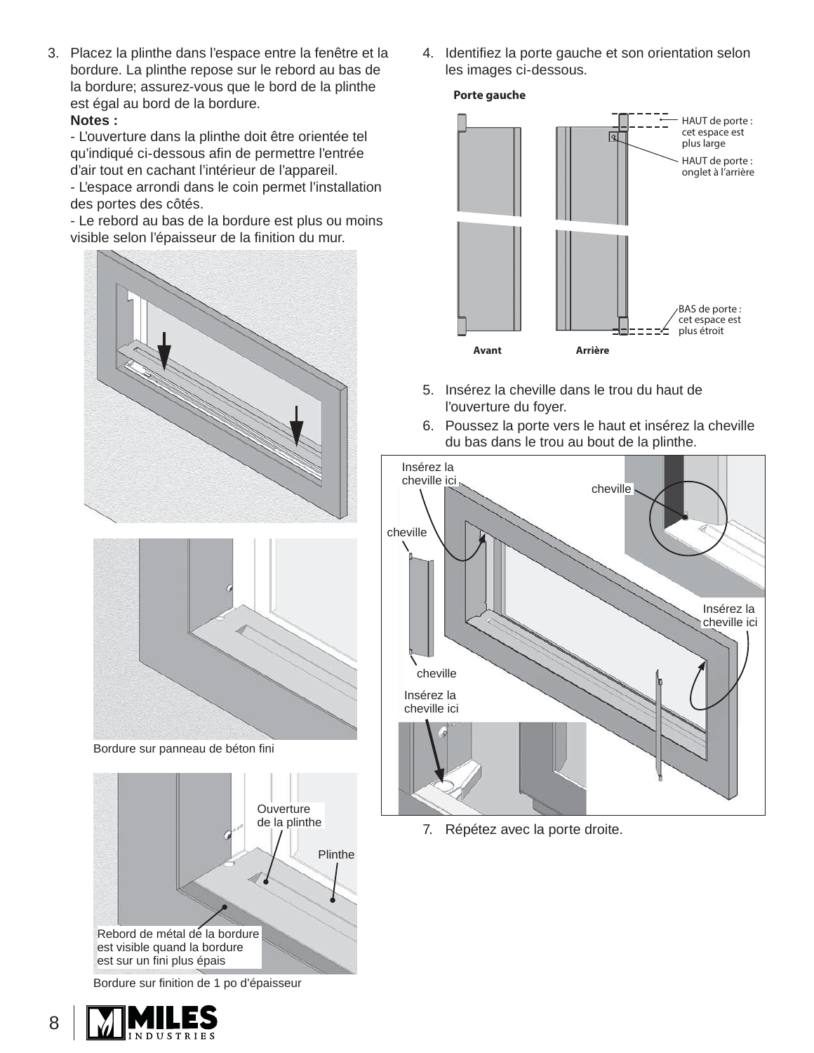3. Placez la plinthe dans l'espace entre la fenêtre et la bordure. La plinthe repose sur le rebord au bas de la bordure; assurez-vous que le bord de la plinthe est égal au bord de la bordure.
   **Notes :**
   - L'ouverture dans la plinthe doit être orientée tel qu'indiqué ci-dessous afin de permettre l'entrée d'air tout en cachant l'intérieur de l'appareil.
   - L'espace arrondi dans le coin permet l'installation des portes des côtés.
   - Le rebord au bas de la bordure est plus ou moins visible selon l'épaisseur de la finition du mur.

Bordure sur panneau de béton fini

Ouverture de la plinthe

Plinthe

Rebord de métal de la bordure est visible quand la bordure est sur un fini plus épais

Bordure sur finition de 1 po d'épaisseur

4. Identifiez la porte gauche et son orientation selon les images ci-dessous.

**Porte gauche**

HAUT de porte : cet espace est plus large

HAUT de porte : onglet à l'arrière

BAS de porte : cet espace est plus étroit

Avant

Arrière

5. Insérez la cheville dans le trou du haut de l'ouverture du foyer.
6. Poussez la porte vers le haut et insérez la cheville du bas dans le trou au bout de la plinthe.

Insérez la cheville ici

cheville

cheville

Insérez la cheville ici

cheville

Insérez la cheville ici

7. Répétez avec la porte droite.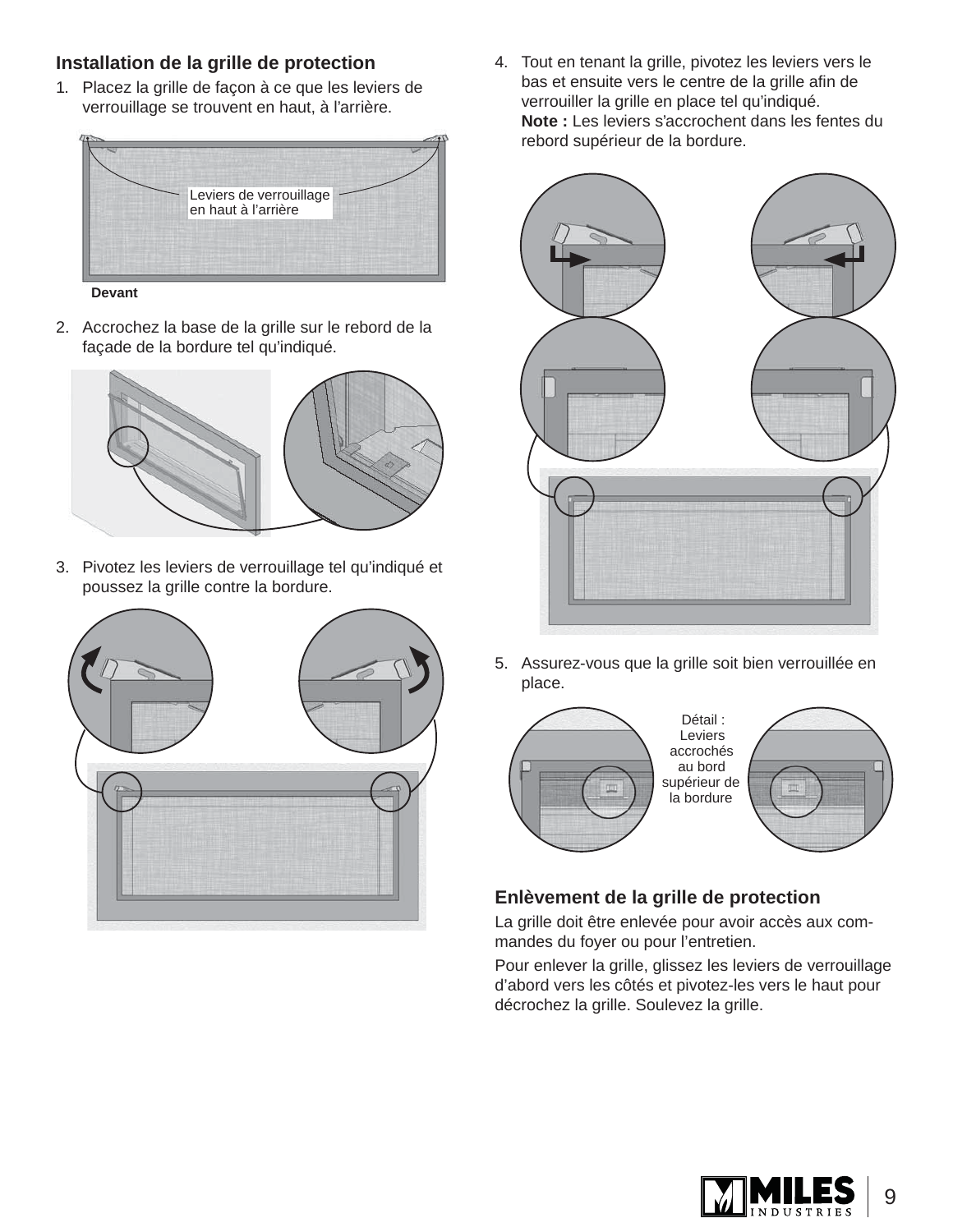### Installation de la grille de protection

1. Placez la grille de façon à ce que les leviers de verrouillage se trouvent en haut, à l'arrière.

Leviers de verrouillage en haut à l'arrière

Devant

2. Accrochez la base de la grille sur le rebord de la façade de la bordure tel qu'indiqué.

3. Pivotez les leviers de verrouillage tel qu'indiqué et poussez la grille contre la bordure.

4. Tout en tenant la grille, pivotez les leviers vers le bas et ensuite vers le centre de la grille afin de verrouiller la grille en place tel qu'indiqué.
   **Note :** Les leviers s'accrochent dans les fentes du rebord supérieur de la bordure.

5. Assurez-vous que la grille soit bien verrouillée en place.

Détail : Leviers accrochés au bord supérieur de la bordure

### Enlèvement de la grille de protection

La grille doit être enlevée pour avoir accès aux commandes du foyer ou pour l'entretien.

Pour enlever la grille, glissez les leviers de verrouillage d'abord vers les côtés et pivotez-les vers le haut pour décrochez la grille. Soulevez la grille.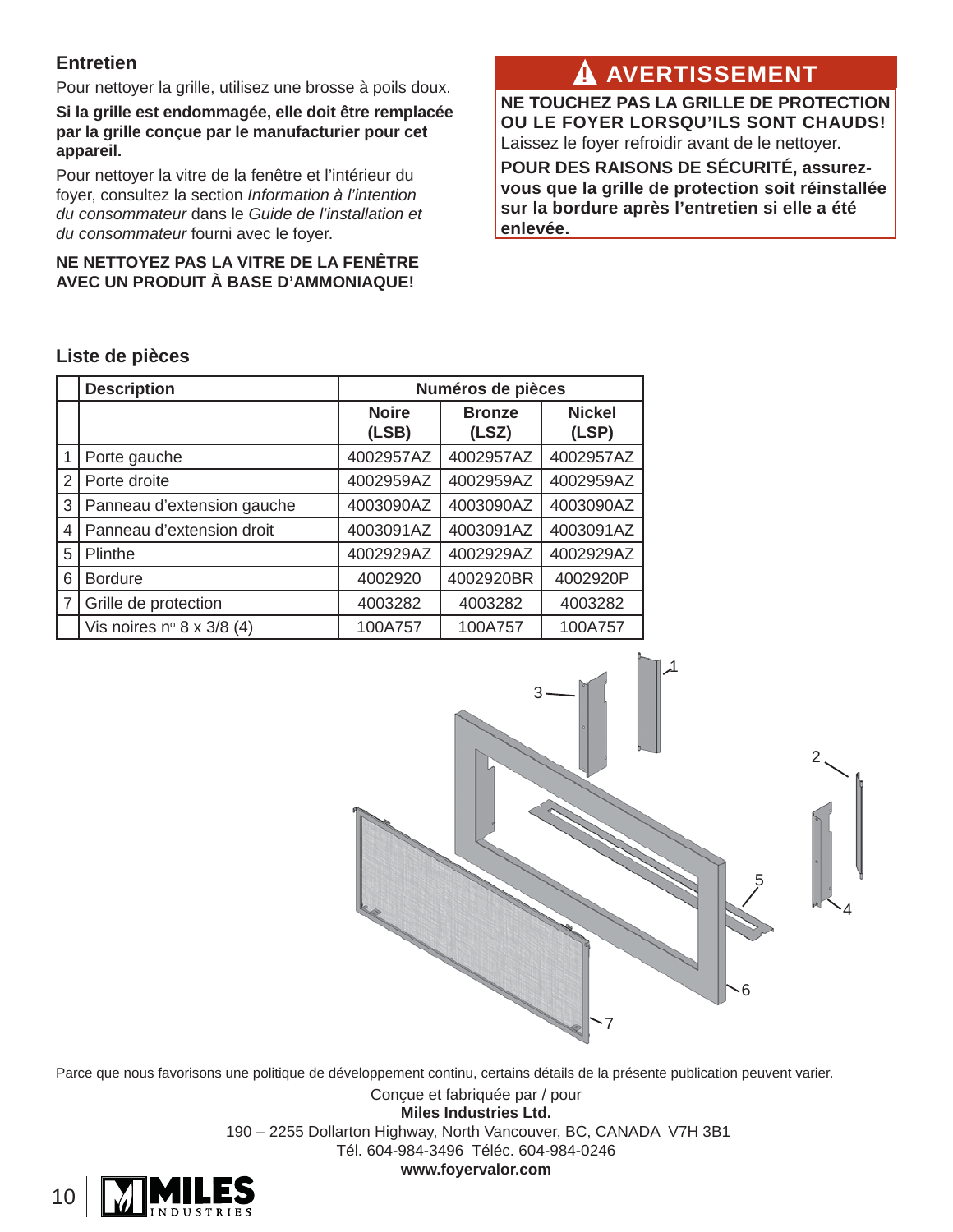## Entretien

Pour nettoyer la grille, utilisez une brosse à poils doux.

**Si la grille est endommagée, elle doit être remplacée par la grille conçue par le manufacturier pour cet appareil.**

Pour nettoyer la vitre de la fenêtre et l'intérieur du foyer, consultez la section *Information à l'intention du consommateur* dans le *Guide de l'installation et du consommateur* fourni avec le foyer.

**NE NETTOYEZ PAS LA VITRE DE LA FENÊTRE AVEC UN PRODUIT À BASE D'AMMONIAQUE!**

## ⚠ AVERTISSEMENT

**NE TOUCHEZ PAS LA GRILLE DE PROTECTION OU LE FOYER LORSQU'ILS SONT CHAUDS!** Laissez le foyer refroidir avant de le nettoyer.

**POUR DES RAISONS DE SÉCURITÉ, assurez-vous que la grille de protection soit réinstallée sur la bordure après l'entretien si elle a été enlevée.**

## Liste de pièces

| | Description | Numéros de pièces | | |
|---|---|---|---|---|
| | | **Noire (LSB)** | **Bronze (LSZ)** | **Nickel (LSP)** |
| 1 | Porte gauche | 4002957AZ | 4002957AZ | 4002957AZ |
| 2 | Porte droite | 4002959AZ | 4002959AZ | 4002959AZ |
| 3 | Panneau d'extension gauche | 4003090AZ | 4003090AZ | 4003090AZ |
| 4 | Panneau d'extension droit | 4003091AZ | 4003091AZ | 4003091AZ |
| 5 | Plinthe | 4002929AZ | 4002929AZ | 4002929AZ |
| 6 | Bordure | 4002920 | 4002920BR | 4002920P |
| 7 | Grille de protection | 4003282 | 4003282 | 4003282 |
| | Vis noires nº 8 x 3/8 (4) | 100A757 | 100A757 | 100A757 |

1
2
3
4
5
6
7

Parce que nous favorisons une politique de développement continu, certains détails de la présente publication peuvent varier.

Conçue et fabriquée par / pour
**Miles Industries Ltd.**
190 – 2255 Dollarton Highway, North Vancouver, BC, CANADA V7H 3B1
Tél. 604-984-3496 Téléc. 604-984-0246
**www.foyervalor.com**